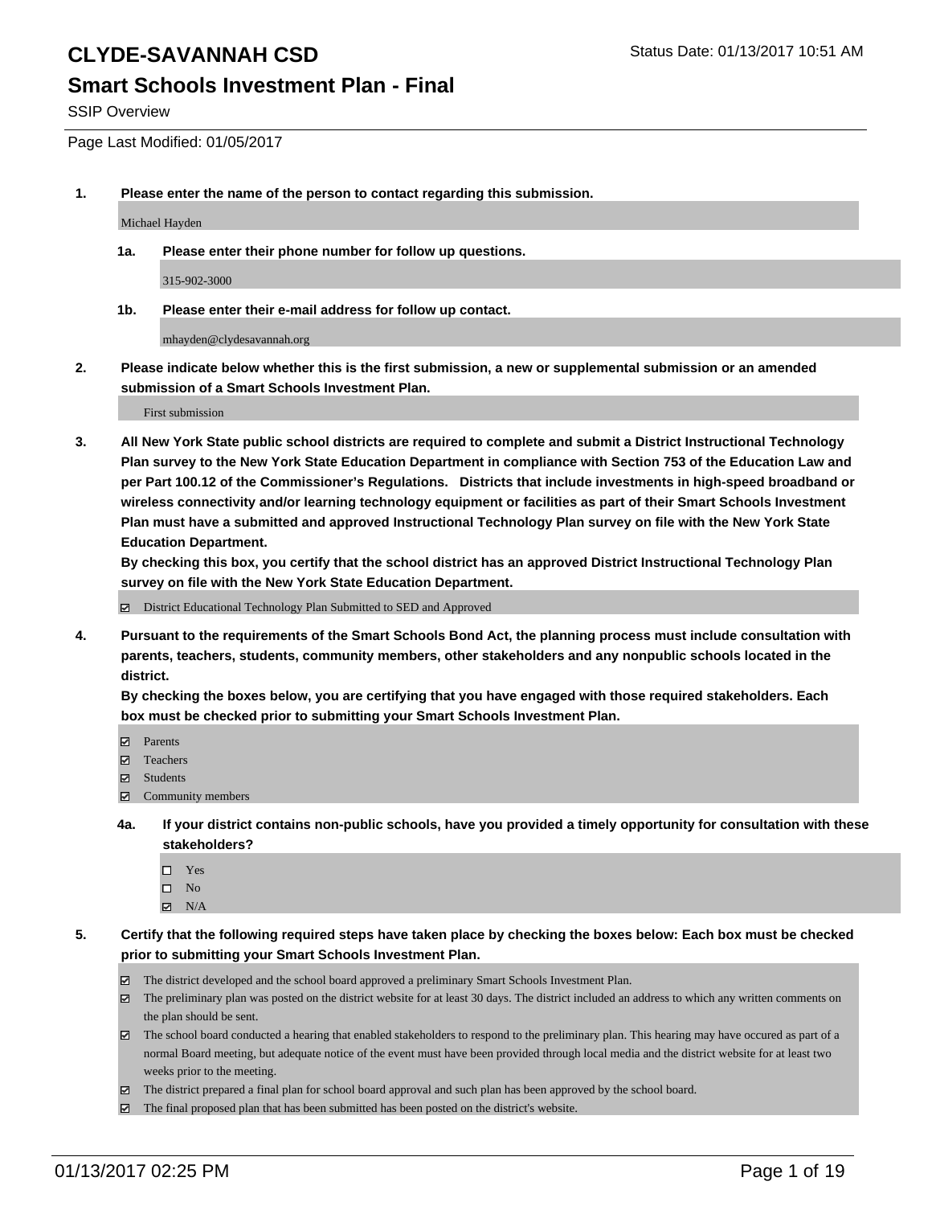# CLYDE-SAVANNAH CSD

Status Date: 01/13/2017 10:51 AM

## Smart Schools Investment Plan - Final

SSIP Overview

Page Last Modified: 01/05/2017

**1. Please enter the name of the person to contact regarding this submission.**

Michael Hayden

**1a. Please enter their phone number for follow up questions.**

315-902-3000

**1b. Please enter their e-mail address for follow up contact.**

mhayden@clydesavannah.org

**2. Please indicate below whether this is the first submission, a new or supplemental submission or an amended submission of a Smart Schools Investment Plan.**

First submission

**3. All New York State public school districts are required to complete and submit a District Instructional Technology Plan survey to the New York State Education Department in compliance with Section 753 of the Education Law and per Part 100.12 of the Commissioner's Regulations. Districts that include investments in high-speed broadband or wireless connectivity and/or learning technology equipment or facilities as part of their Smart Schools Investment Plan must have a submitted and approved Instructional Technology Plan survey on file with the New York State Education Department.**
**By checking this box, you certify that the school district has an approved District Instructional Technology Plan survey on file with the New York State Education Department.**

- [x] District Educational Technology Plan Submitted to SED and Approved

**4. Pursuant to the requirements of the Smart Schools Bond Act, the planning process must include consultation with parents, teachers, students, community members, other stakeholders and any nonpublic schools located in the district.**
**By checking the boxes below, you are certifying that you have engaged with those required stakeholders. Each box must be checked prior to submitting your Smart Schools Investment Plan.**

- [x] Parents
- [x] Teachers
- [x] Students
- [x] Community members

**4a. If your district contains non-public schools, have you provided a timely opportunity for consultation with these stakeholders?**

- [ ] Yes
- [ ] No
- [x] N/A

**5. Certify that the following required steps have taken place by checking the boxes below: Each box must be checked prior to submitting your Smart Schools Investment Plan.**

- [x] The district developed and the school board approved a preliminary Smart Schools Investment Plan.
- [x] The preliminary plan was posted on the district website for at least 30 days. The district included an address to which any written comments on the plan should be sent.
- [x] The school board conducted a hearing that enabled stakeholders to respond to the preliminary plan. This hearing may have occured as part of a normal Board meeting, but adequate notice of the event must have been provided through local media and the district website for at least two weeks prior to the meeting.
- [x] The district prepared a final plan for school board approval and such plan has been approved by the school board.
- [x] The final proposed plan that has been submitted has been posted on the district's website.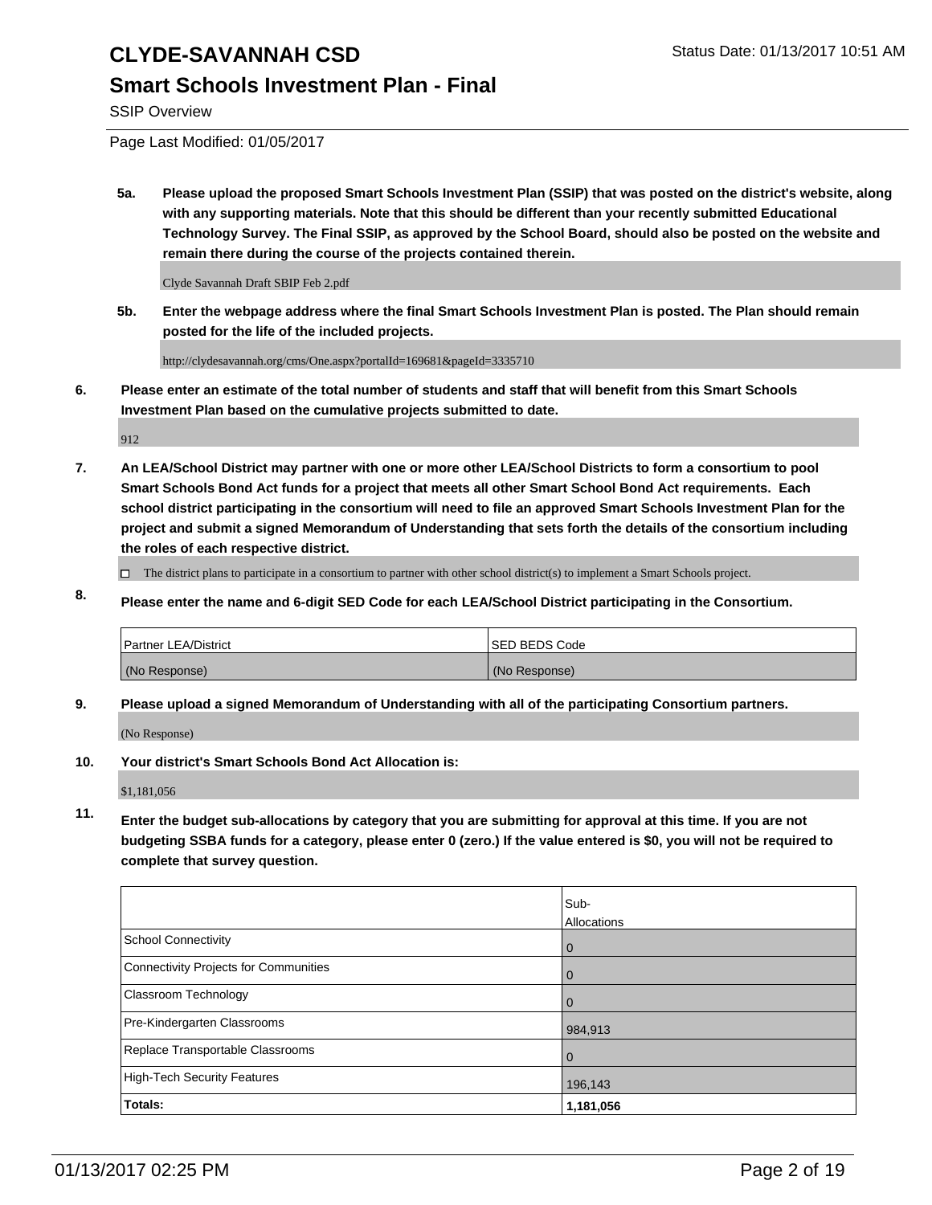# CLYDE-SAVANNAH CSD

## Smart Schools Investment Plan - Final

SSIP Overview

Page Last Modified: 01/05/2017

**5a. Please upload the proposed Smart Schools Investment Plan (SSIP) that was posted on the district's website, along with any supporting materials. Note that this should be different than your recently submitted Educational Technology Survey. The Final SSIP, as approved by the School Board, should also be posted on the website and remain there during the course of the projects contained therein.**

Clyde Savannah Draft SBIP Feb 2.pdf

**5b. Enter the webpage address where the final Smart Schools Investment Plan is posted. The Plan should remain posted for the life of the included projects.**

http://clydesavannah.org/cms/One.aspx?portalId=169681&pageId=3335710

**6. Please enter an estimate of the total number of students and staff that will benefit from this Smart Schools Investment Plan based on the cumulative projects submitted to date.**

912

**7. An LEA/School District may partner with one or more other LEA/School Districts to form a consortium to pool Smart Schools Bond Act funds for a project that meets all other Smart School Bond Act requirements. Each school district participating in the consortium will need to file an approved Smart Schools Investment Plan for the project and submit a signed Memorandum of Understanding that sets forth the details of the consortium including the roles of each respective district.**

☐ The district plans to participate in a consortium to partner with other school district(s) to implement a Smart Schools project.

**8. Please enter the name and 6-digit SED Code for each LEA/School District participating in the Consortium.**

| Partner LEA/District | SED BEDS Code |
|---|---|
| (No Response) | (No Response) |

**9. Please upload a signed Memorandum of Understanding with all of the participating Consortium partners.**

(No Response)

**10. Your district's Smart Schools Bond Act Allocation is:**

$1,181,056

**11. Enter the budget sub-allocations by category that you are submitting for approval at this time. If you are not budgeting SSBA funds for a category, please enter 0 (zero.) If the value entered is $0, you will not be required to complete that survey question.**

| | Sub-Allocations |
|---|---|
| School Connectivity | 0 |
| Connectivity Projects for Communities | 0 |
| Classroom Technology | 0 |
| Pre-Kindergarten Classrooms | 984,913 |
| Replace Transportable Classrooms | 0 |
| High-Tech Security Features | 196,143 |
| **Totals:** | **1,181,056** |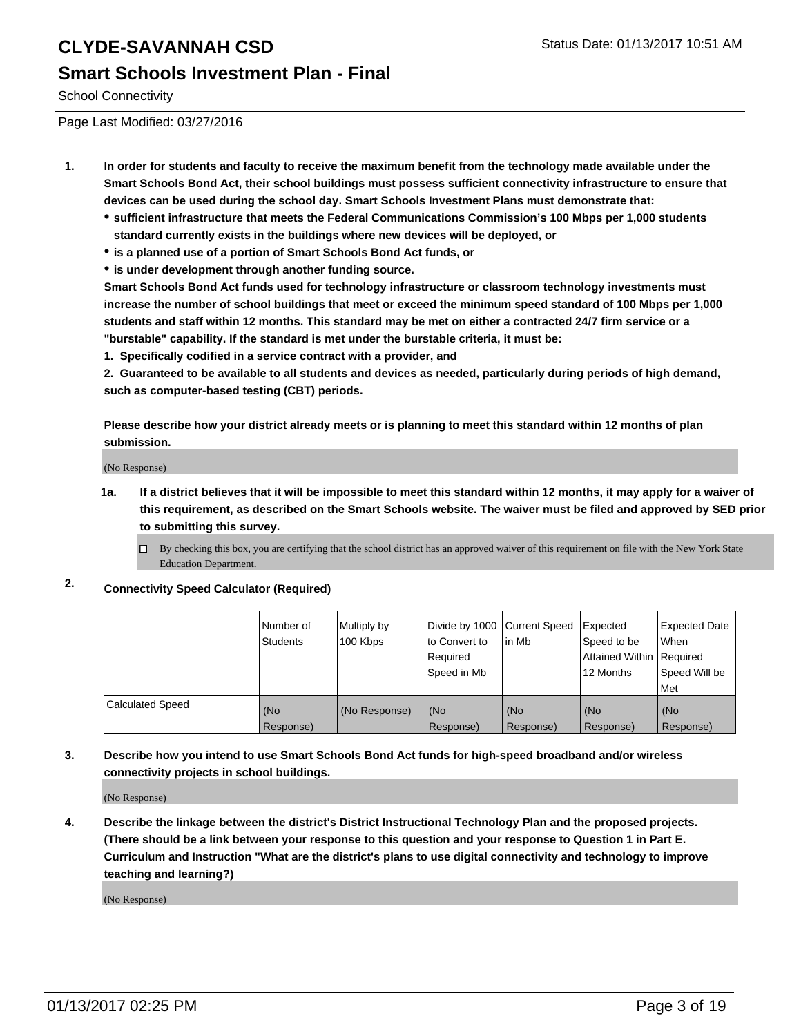# CLYDE-SAVANNAH CSD

## Smart Schools Investment Plan - Final

School Connectivity

Page Last Modified: 03/27/2016

**1. In order for students and faculty to receive the maximum benefit from the technology made available under the Smart Schools Bond Act, their school buildings must possess sufficient connectivity infrastructure to ensure that devices can be used during the school day. Smart Schools Investment Plans must demonstrate that:**

- **sufficient infrastructure that meets the Federal Communications Commission's 100 Mbps per 1,000 students standard currently exists in the buildings where new devices will be deployed, or**
- **is a planned use of a portion of Smart Schools Bond Act funds, or**
- **is under development through another funding source.**

**Smart Schools Bond Act funds used for technology infrastructure or classroom technology investments must increase the number of school buildings that meet or exceed the minimum speed standard of 100 Mbps per 1,000 students and staff within 12 months. This standard may be met on either a contracted 24/7 firm service or a "burstable" capability. If the standard is met under the burstable criteria, it must be:**

**1. Specifically codified in a service contract with a provider, and**

**2. Guaranteed to be available to all students and devices as needed, particularly during periods of high demand, such as computer-based testing (CBT) periods.**

**Please describe how your district already meets or is planning to meet this standard within 12 months of plan submission.**

(No Response)

**1a. If a district believes that it will be impossible to meet this standard within 12 months, it may apply for a waiver of this requirement, as described on the Smart Schools website. The waiver must be filed and approved by SED prior to submitting this survey.**

☐ By checking this box, you are certifying that the school district has an approved waiver of this requirement on file with the New York State Education Department.

**2. Connectivity Speed Calculator (Required)**

| | Number of Students | Multiply by 100 Kbps | Divide by 1000 to Convert to Required Speed in Mb | Current Speed in Mb | Expected Speed to be Attained Within 12 Months | Expected Date When Required Speed Will be Met |
|---|---|---|---|---|---|---|
| Calculated Speed | (No Response) | (No Response) | (No Response) | (No Response) | (No Response) | (No Response) |

**3. Describe how you intend to use Smart Schools Bond Act funds for high-speed broadband and/or wireless connectivity projects in school buildings.**

(No Response)

**4. Describe the linkage between the district's District Instructional Technology Plan and the proposed projects. (There should be a link between your response to this question and your response to Question 1 in Part E. Curriculum and Instruction "What are the district's plans to use digital connectivity and technology to improve teaching and learning?)**

(No Response)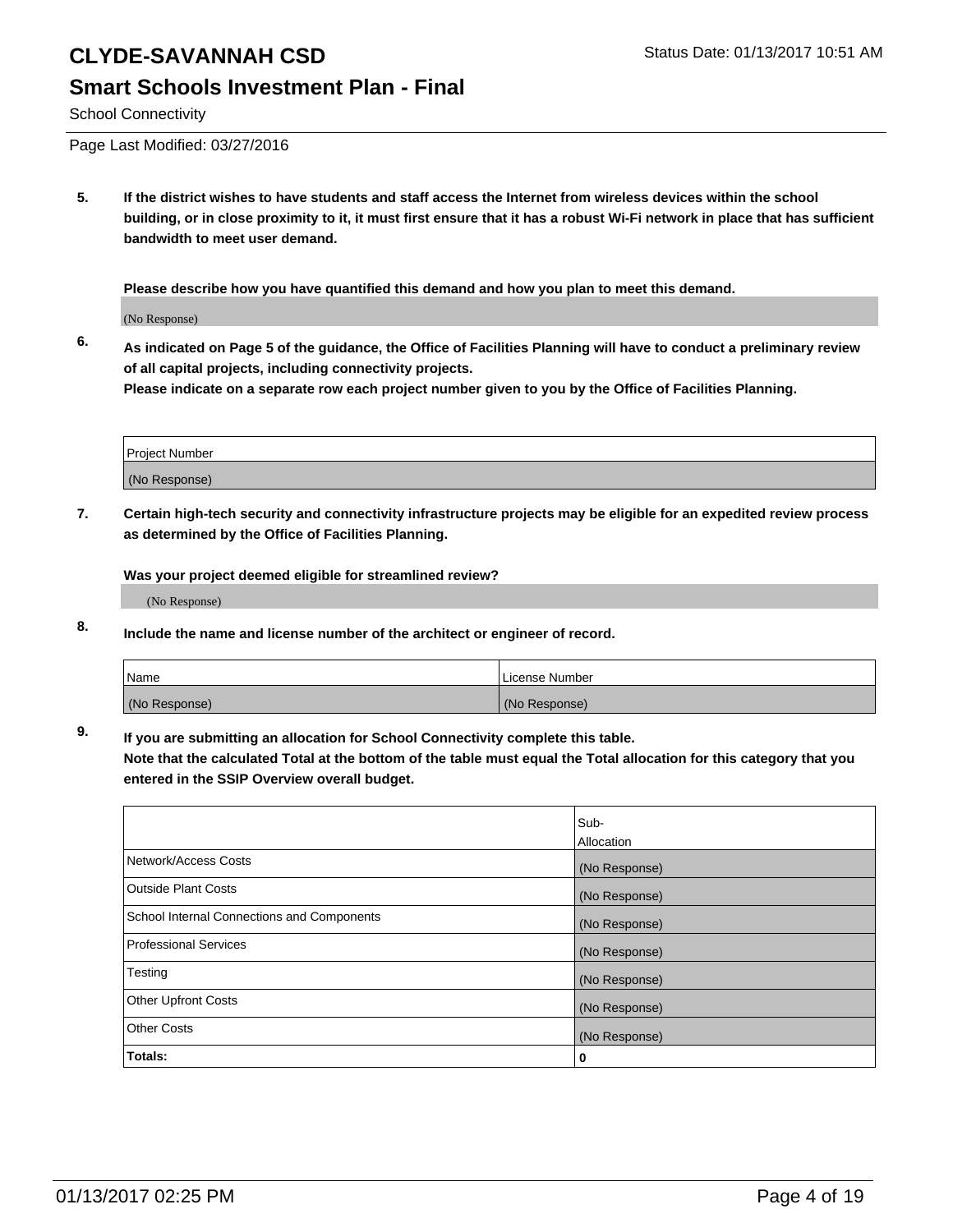# CLYDE-SAVANNAH CSD

Status Date: 01/13/2017 10:51 AM

## Smart Schools Investment Plan - Final

School Connectivity

Page Last Modified: 03/27/2016

**5. If the district wishes to have students and staff access the Internet from wireless devices within the school building, or in close proximity to it, it must first ensure that it has a robust Wi-Fi network in place that has sufficient bandwidth to meet user demand.**

**Please describe how you have quantified this demand and how you plan to meet this demand.**

(No Response)

**6. As indicated on Page 5 of the guidance, the Office of Facilities Planning will have to conduct a preliminary review of all capital projects, including connectivity projects.**
**Please indicate on a separate row each project number given to you by the Office of Facilities Planning.**

| Project Number |
| --- |
| (No Response) |

**7. Certain high-tech security and connectivity infrastructure projects may be eligible for an expedited review process as determined by the Office of Facilities Planning.**

**Was your project deemed eligible for streamlined review?**

(No Response)

**8. Include the name and license number of the architect or engineer of record.**

| Name | License Number |
| --- | --- |
| (No Response) | (No Response) |

**9. If you are submitting an allocation for School Connectivity complete this table.**
**Note that the calculated Total at the bottom of the table must equal the Total allocation for this category that you entered in the SSIP Overview overall budget.**

| | Sub-Allocation |
| --- | --- |
| Network/Access Costs | (No Response) |
| Outside Plant Costs | (No Response) |
| School Internal Connections and Components | (No Response) |
| Professional Services | (No Response) |
| Testing | (No Response) |
| Other Upfront Costs | (No Response) |
| Other Costs | (No Response) |
| **Totals:** | **0** |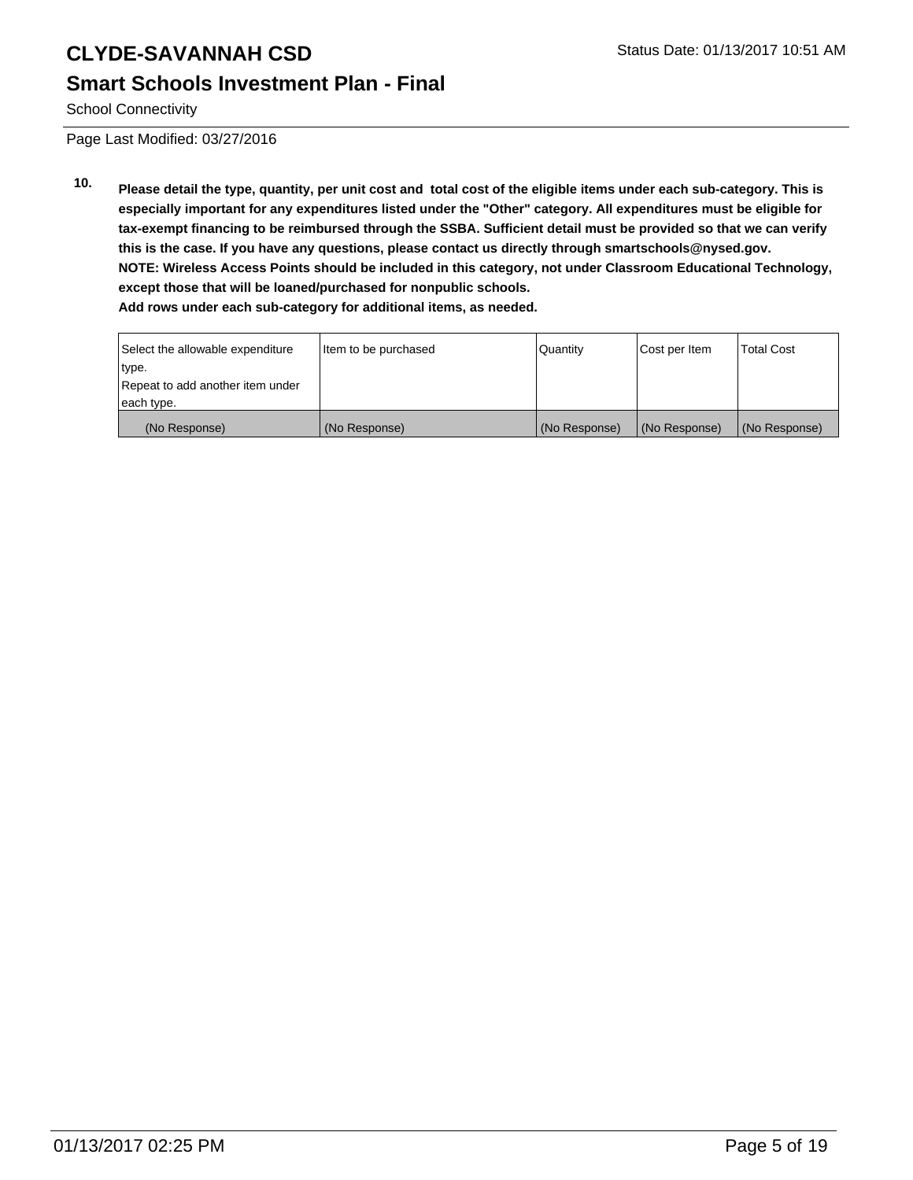School Connectivity

Page Last Modified: 03/27/2016

**10. Please detail the type, quantity, per unit cost and total cost of the eligible items under each sub-category. This is especially important for any expenditures listed under the "Other" category. All expenditures must be eligible for tax-exempt financing to be reimbursed through the SSBA. Sufficient detail must be provided so that we can verify this is the case. If you have any questions, please contact us directly through smartschools@nysed.gov.**
**NOTE: Wireless Access Points should be included in this category, not under Classroom Educational Technology, except those that will be loaned/purchased for nonpublic schools.**
**Add rows under each sub-category for additional items, as needed.**

| Select the allowable expenditure type. Repeat to add another item under each type. | Item to be purchased | Quantity | Cost per Item | Total Cost |
|---|---|---|---|---|
| (No Response) | (No Response) | (No Response) | (No Response) | (No Response) |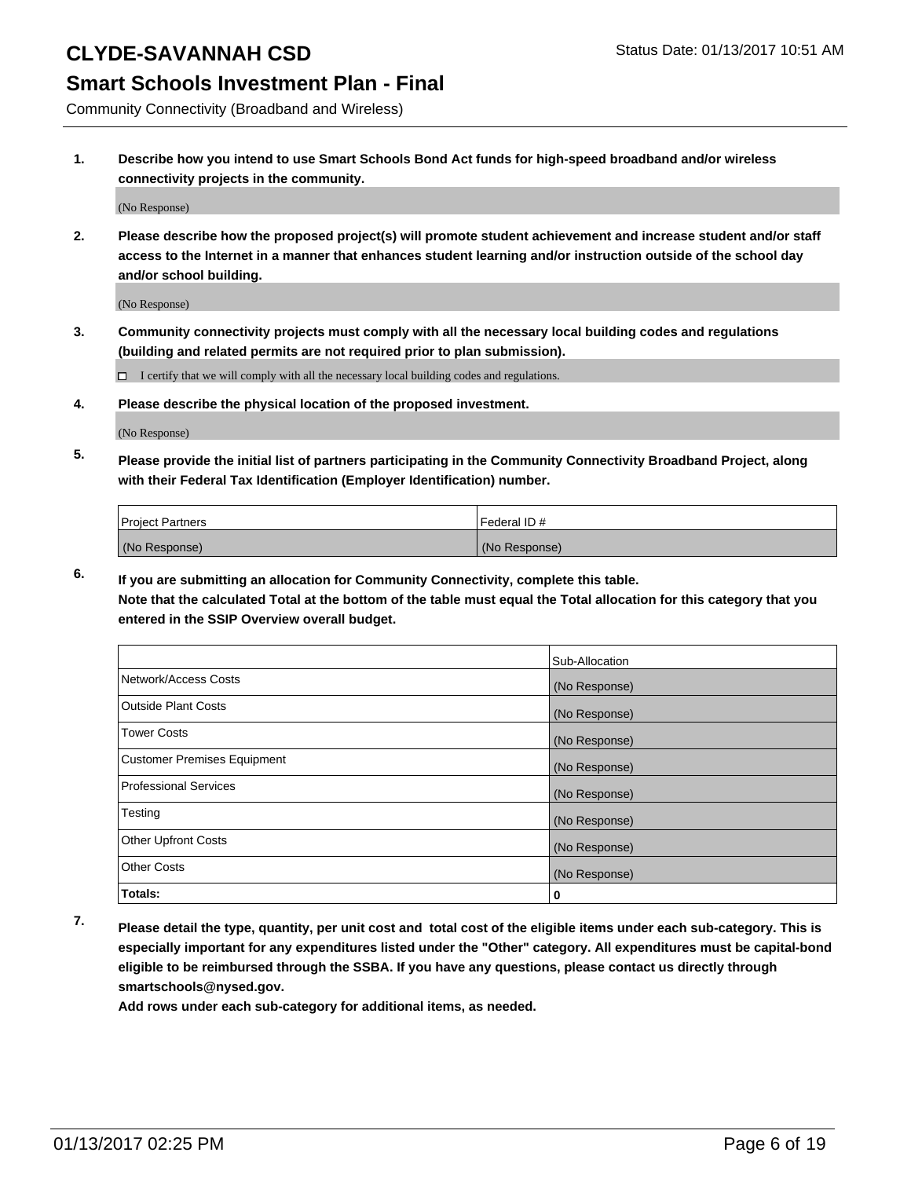# CLYDE-SAVANNAH CSD

## Smart Schools Investment Plan - Final

Community Connectivity (Broadband and Wireless)

Status Date: 01/13/2017 10:51 AM

**1. Describe how you intend to use Smart Schools Bond Act funds for high-speed broadband and/or wireless connectivity projects in the community.**

(No Response)

**2. Please describe how the proposed project(s) will promote student achievement and increase student and/or staff access to the Internet in a manner that enhances student learning and/or instruction outside of the school day and/or school building.**

(No Response)

**3. Community connectivity projects must comply with all the necessary local building codes and regulations (building and related permits are not required prior to plan submission).**

☐ I certify that we will comply with all the necessary local building codes and regulations.

**4. Please describe the physical location of the proposed investment.**

(No Response)

**5. Please provide the initial list of partners participating in the Community Connectivity Broadband Project, along with their Federal Tax Identification (Employer Identification) number.**

| Project Partners | Federal ID # |
|---|---|
| (No Response) | (No Response) |

**6. If you are submitting an allocation for Community Connectivity, complete this table.**
**Note that the calculated Total at the bottom of the table must equal the Total allocation for this category that you entered in the SSIP Overview overall budget.**

| | Sub-Allocation |
|---|---|
| Network/Access Costs | (No Response) |
| Outside Plant Costs | (No Response) |
| Tower Costs | (No Response) |
| Customer Premises Equipment | (No Response) |
| Professional Services | (No Response) |
| Testing | (No Response) |
| Other Upfront Costs | (No Response) |
| Other Costs | (No Response) |
| **Totals:** | **0** |

**7. Please detail the type, quantity, per unit cost and total cost of the eligible items under each sub-category. This is especially important for any expenditures listed under the "Other" category. All expenditures must be capital-bond eligible to be reimbursed through the SSBA. If you have any questions, please contact us directly through smartschools@nysed.gov.**
**Add rows under each sub-category for additional items, as needed.**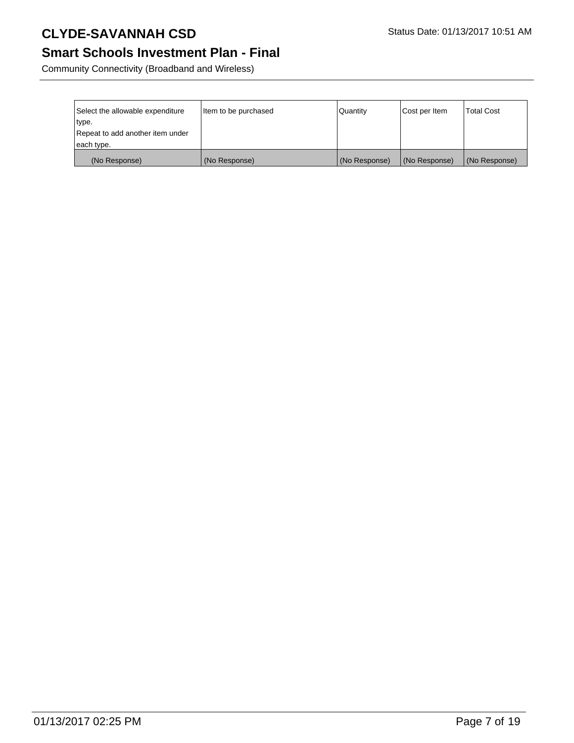| Select the allowable expenditure type.<br>Repeat to add another item under each type. | Item to be purchased | Quantity | Cost per Item | Total Cost |
|---|---|---|---|---|
| (No Response) | (No Response) | (No Response) | (No Response) | (No Response) |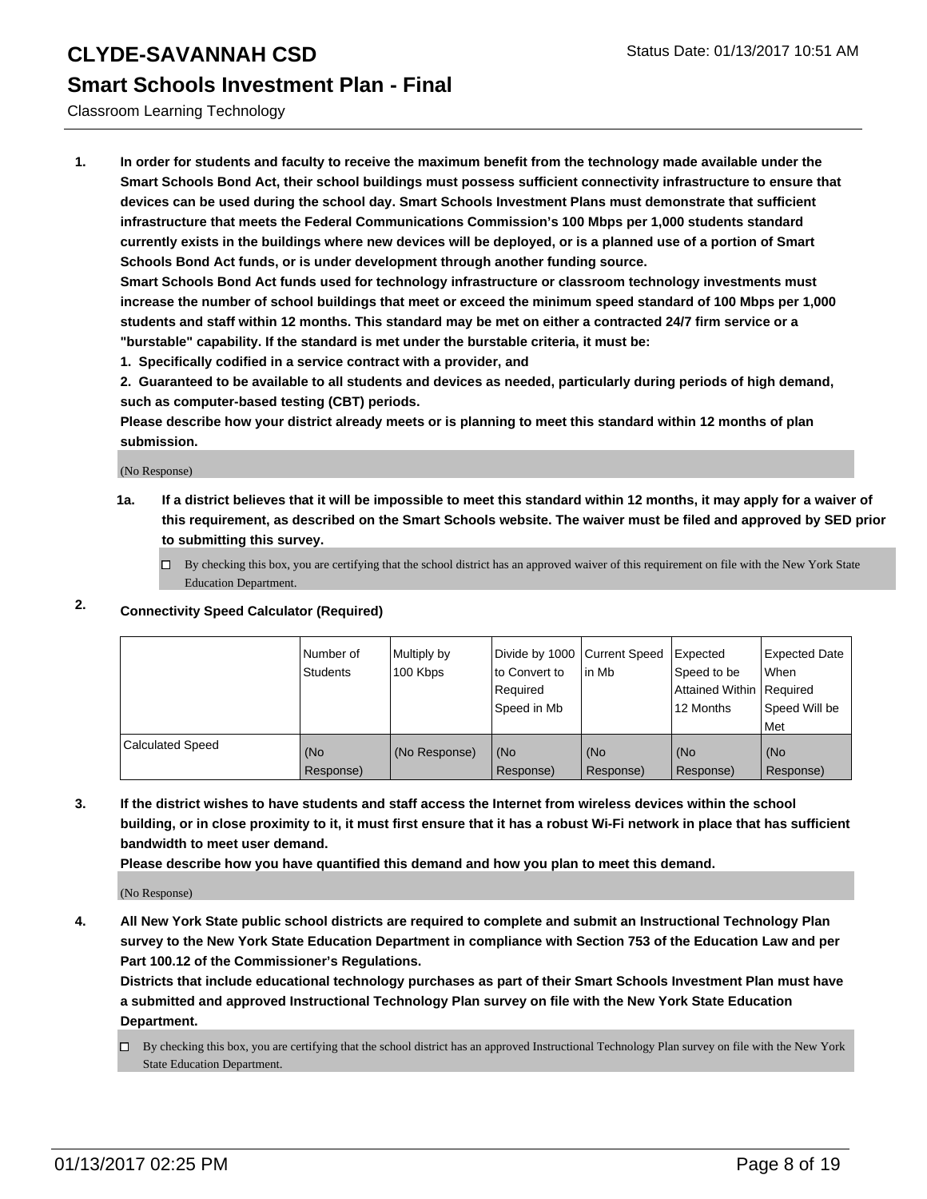# CLYDE-SAVANNAH CSD

## Smart Schools Investment Plan - Final

Classroom Learning Technology

1. **In order for students and faculty to receive the maximum benefit from the technology made available under the Smart Schools Bond Act, their school buildings must possess sufficient connectivity infrastructure to ensure that devices can be used during the school day. Smart Schools Investment Plans must demonstrate that sufficient infrastructure that meets the Federal Communications Commission's 100 Mbps per 1,000 students standard currently exists in the buildings where new devices will be deployed, or is a planned use of a portion of Smart Schools Bond Act funds, or is under development through another funding source.**

   **Smart Schools Bond Act funds used for technology infrastructure or classroom technology investments must increase the number of school buildings that meet or exceed the minimum speed standard of 100 Mbps per 1,000 students and staff within 12 months. This standard may be met on either a contracted 24/7 firm service or a "burstable" capability. If the standard is met under the burstable criteria, it must be:**

   **1. Specifically codified in a service contract with a provider, and**

   **2. Guaranteed to be available to all students and devices as needed, particularly during periods of high demand, such as computer-based testing (CBT) periods.**

   **Please describe how your district already meets or is planning to meet this standard within 12 months of plan submission.**

   (No Response)

   **1a. If a district believes that it will be impossible to meet this standard within 12 months, it may apply for a waiver of this requirement, as described on the Smart Schools website. The waiver must be filed and approved by SED prior to submitting this survey.**

   ☐ By checking this box, you are certifying that the school district has an approved waiver of this requirement on file with the New York State Education Department.

2. **Connectivity Speed Calculator (Required)**

| | Number of Students | Multiply by 100 Kbps | Divide by 1000 to Convert to Required Speed in Mb | Current Speed in Mb | Expected Speed to be Attained Within 12 Months | Expected Date When Required Speed Will be Met |
|---|---|---|---|---|---|---|
| Calculated Speed | (No Response) | (No Response) | (No Response) | (No Response) | (No Response) | (No Response) |

3. **If the district wishes to have students and staff access the Internet from wireless devices within the school building, or in close proximity to it, it must first ensure that it has a robust Wi-Fi network in place that has sufficient bandwidth to meet user demand.**

   **Please describe how you have quantified this demand and how you plan to meet this demand.**

   (No Response)

4. **All New York State public school districts are required to complete and submit an Instructional Technology Plan survey to the New York State Education Department in compliance with Section 753 of the Education Law and per Part 100.12 of the Commissioner's Regulations.**

   **Districts that include educational technology purchases as part of their Smart Schools Investment Plan must have a submitted and approved Instructional Technology Plan survey on file with the New York State Education Department.**

   ☐ By checking this box, you are certifying that the school district has an approved Instructional Technology Plan survey on file with the New York State Education Department.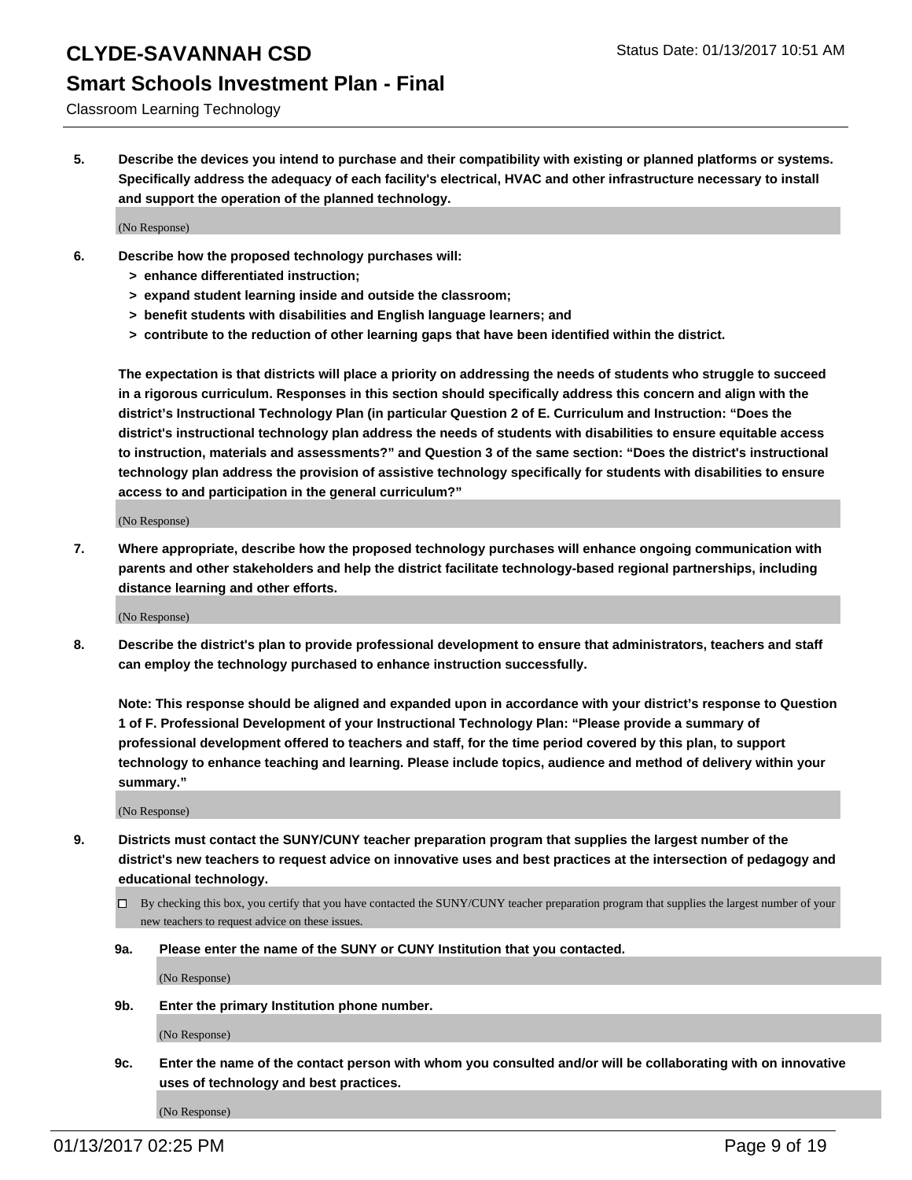**5. Describe the devices you intend to purchase and their compatibility with existing or planned platforms or systems. Specifically address the adequacy of each facility's electrical, HVAC and other infrastructure necessary to install and support the operation of the planned technology.**

(No Response)

**6. Describe how the proposed technology purchases will:**

- **> enhance differentiated instruction;**
- **> expand student learning inside and outside the classroom;**
- **> benefit students with disabilities and English language learners; and**
- **> contribute to the reduction of other learning gaps that have been identified within the district.**

**The expectation is that districts will place a priority on addressing the needs of students who struggle to succeed in a rigorous curriculum. Responses in this section should specifically address this concern and align with the district's Instructional Technology Plan (in particular Question 2 of E. Curriculum and Instruction: "Does the district's instructional technology plan address the needs of students with disabilities to ensure equitable access to instruction, materials and assessments?" and Question 3 of the same section: "Does the district's instructional technology plan address the provision of assistive technology specifically for students with disabilities to ensure access to and participation in the general curriculum?"**

(No Response)

**7. Where appropriate, describe how the proposed technology purchases will enhance ongoing communication with parents and other stakeholders and help the district facilitate technology-based regional partnerships, including distance learning and other efforts.**

(No Response)

**8. Describe the district's plan to provide professional development to ensure that administrators, teachers and staff can employ the technology purchased to enhance instruction successfully.**

**Note: This response should be aligned and expanded upon in accordance with your district's response to Question 1 of F. Professional Development of your Instructional Technology Plan: "Please provide a summary of professional development offered to teachers and staff, for the time period covered by this plan, to support technology to enhance teaching and learning. Please include topics, audience and method of delivery within your summary."**

(No Response)

**9. Districts must contact the SUNY/CUNY teacher preparation program that supplies the largest number of the district's new teachers to request advice on innovative uses and best practices at the intersection of pedagogy and educational technology.**

☐ By checking this box, you certify that you have contacted the SUNY/CUNY teacher preparation program that supplies the largest number of your new teachers to request advice on these issues.

**9a. Please enter the name of the SUNY or CUNY Institution that you contacted.**

(No Response)

**9b. Enter the primary Institution phone number.**

(No Response)

**9c. Enter the name of the contact person with whom you consulted and/or will be collaborating with on innovative uses of technology and best practices.**

(No Response)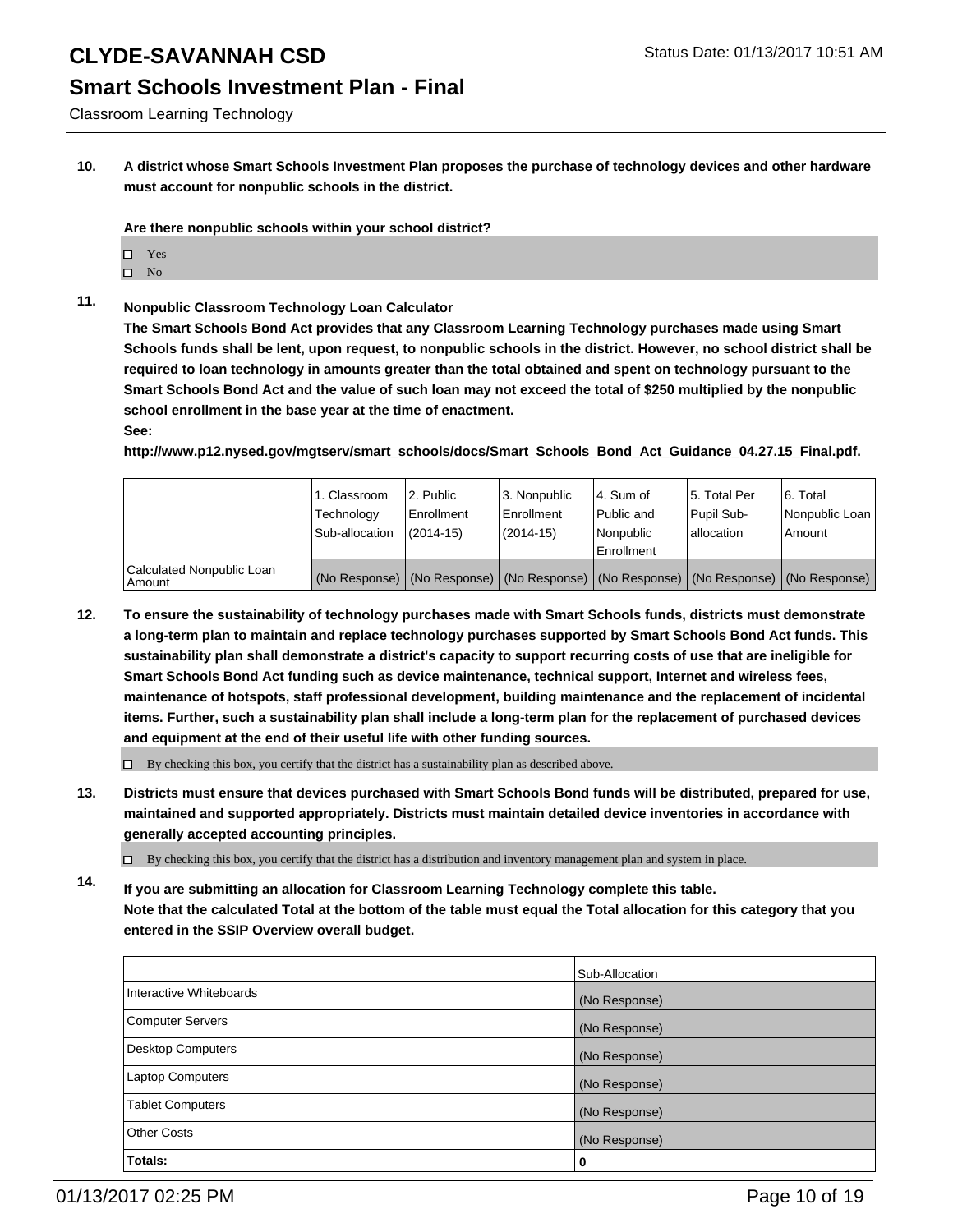# CLYDE-SAVANNAH CSD

## Smart Schools Investment Plan - Final

Classroom Learning Technology

**10. A district whose Smart Schools Investment Plan proposes the purchase of technology devices and other hardware must account for nonpublic schools in the district.**

**Are there nonpublic schools within your school district?**

- ☐ Yes
- ☐ No

**11. Nonpublic Classroom Technology Loan Calculator**

**The Smart Schools Bond Act provides that any Classroom Learning Technology purchases made using Smart Schools funds shall be lent, upon request, to nonpublic schools in the district. However, no school district shall be required to loan technology in amounts greater than the total obtained and spent on technology pursuant to the Smart Schools Bond Act and the value of such loan may not exceed the total of $250 multiplied by the nonpublic school enrollment in the base year at the time of enactment.**

**See:**

**http://www.p12.nysed.gov/mgtserv/smart_schools/docs/Smart_Schools_Bond_Act_Guidance_04.27.15_Final.pdf.**

| | 1. Classroom Technology Sub-allocation | 2. Public Enrollment (2014-15) | 3. Nonpublic Enrollment (2014-15) | 4. Sum of Public and Nonpublic Enrollment | 5. Total Per Pupil Sub-allocation | 6. Total Nonpublic Loan Amount |
|---|---|---|---|---|---|---|
| Calculated Nonpublic Loan Amount | (No Response) | (No Response) | (No Response) | (No Response) | (No Response) | (No Response) |

**12. To ensure the sustainability of technology purchases made with Smart Schools funds, districts must demonstrate a long-term plan to maintain and replace technology purchases supported by Smart Schools Bond Act funds. This sustainability plan shall demonstrate a district's capacity to support recurring costs of use that are ineligible for Smart Schools Bond Act funding such as device maintenance, technical support, Internet and wireless fees, maintenance of hotspots, staff professional development, building maintenance and the replacement of incidental items. Further, such a sustainability plan shall include a long-term plan for the replacement of purchased devices and equipment at the end of their useful life with other funding sources.**

- ☐ By checking this box, you certify that the district has a sustainability plan as described above.

**13. Districts must ensure that devices purchased with Smart Schools Bond funds will be distributed, prepared for use, maintained and supported appropriately. Districts must maintain detailed device inventories in accordance with generally accepted accounting principles.**

- ☐ By checking this box, you certify that the district has a distribution and inventory management plan and system in place.

**14. If you are submitting an allocation for Classroom Learning Technology complete this table. Note that the calculated Total at the bottom of the table must equal the Total allocation for this category that you entered in the SSIP Overview overall budget.**

| | Sub-Allocation |
|---|---|
| Interactive Whiteboards | (No Response) |
| Computer Servers | (No Response) |
| Desktop Computers | (No Response) |
| Laptop Computers | (No Response) |
| Tablet Computers | (No Response) |
| Other Costs | (No Response) |
| **Totals:** | **0** |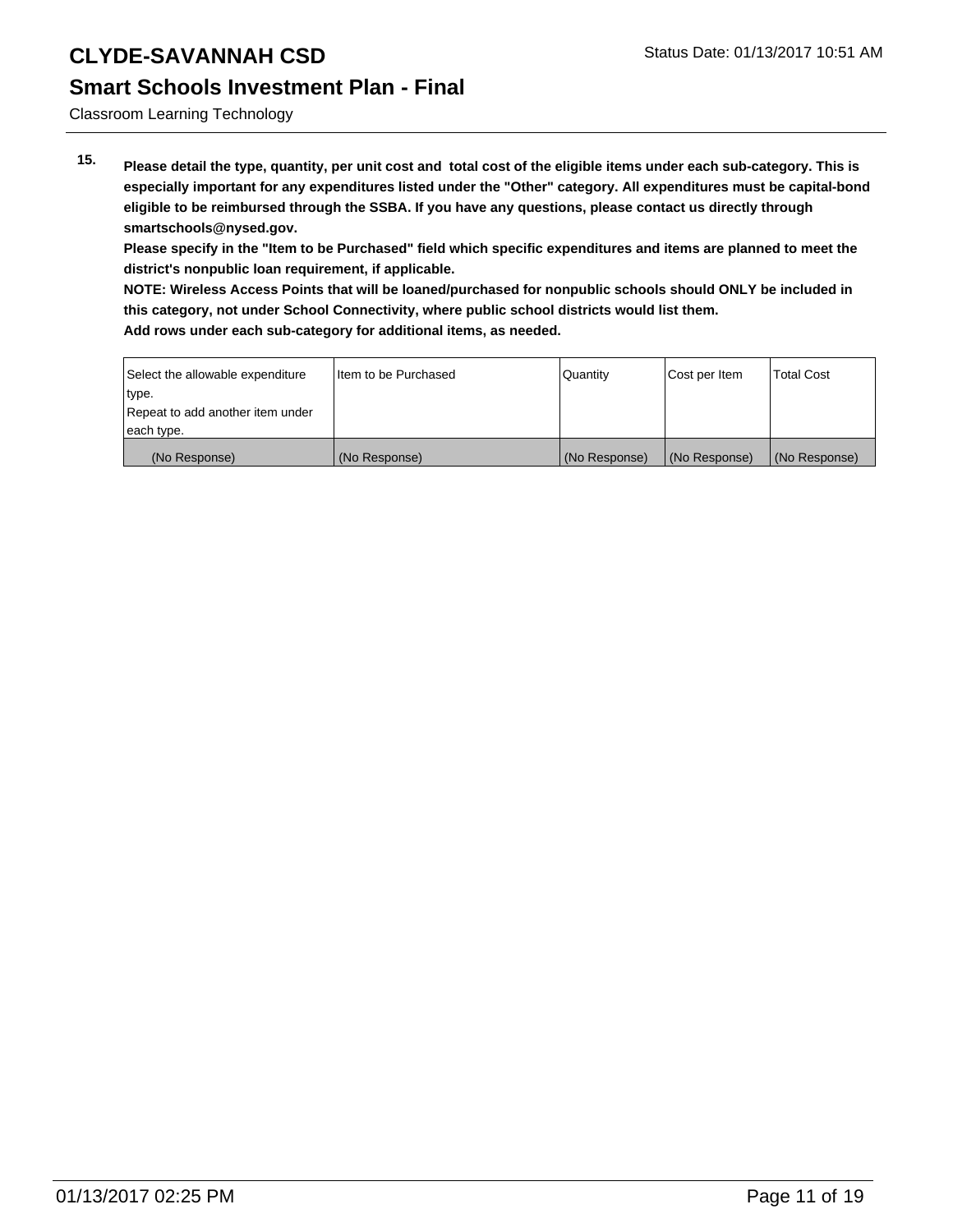**15.** **Please detail the type, quantity, per unit cost and total cost of the eligible items under each sub-category. This is especially important for any expenditures listed under the "Other" category. All expenditures must be capital-bond eligible to be reimbursed through the SSBA. If you have any questions, please contact us directly through smartschools@nysed.gov.**
**Please specify in the "Item to be Purchased" field which specific expenditures and items are planned to meet the district's nonpublic loan requirement, if applicable.**
**NOTE: Wireless Access Points that will be loaned/purchased for nonpublic schools should ONLY be included in this category, not under School Connectivity, where public school districts would list them.**
**Add rows under each sub-category for additional items, as needed.**

| Select the allowable expenditure type. Repeat to add another item under each type. | Item to be Purchased | Quantity | Cost per Item | Total Cost |
|---|---|---|---|---|
| (No Response) | (No Response) | (No Response) | (No Response) | (No Response) |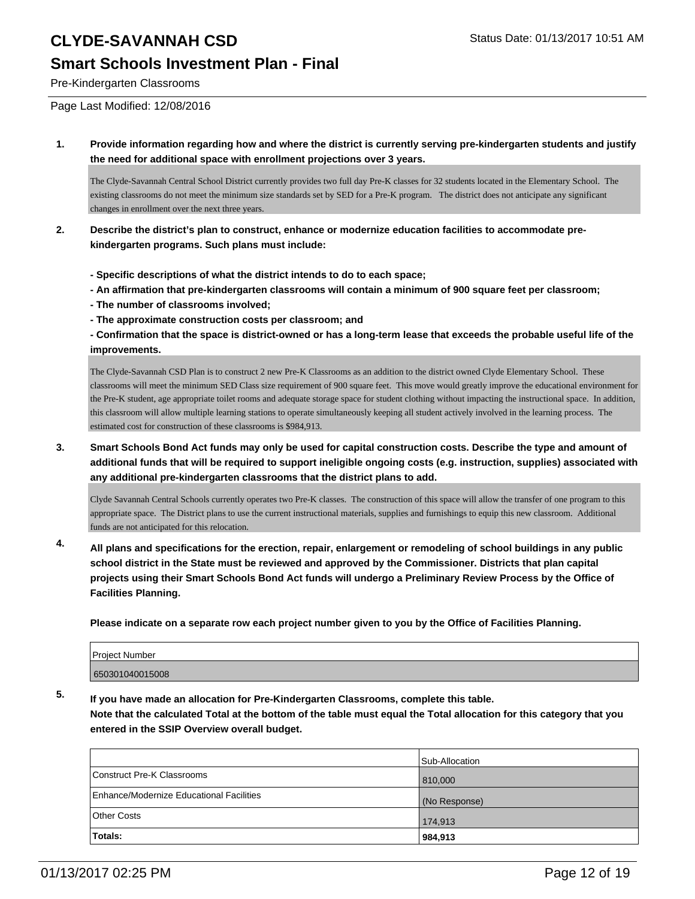# CLYDE-SAVANNAH CSD

Status Date: 01/13/2017 10:51 AM

## Smart Schools Investment Plan - Final

Pre-Kindergarten Classrooms

Page Last Modified: 12/08/2016

**1. Provide information regarding how and where the district is currently serving pre-kindergarten students and justify the need for additional space with enrollment projections over 3 years.**

The Clyde-Savannah Central School District currently provides two full day Pre-K classes for 32 students located in the Elementary School. The existing classrooms do not meet the minimum size standards set by SED for a Pre-K program. The district does not anticipate any significant changes in enrollment over the next three years.

**2. Describe the district's plan to construct, enhance or modernize education facilities to accommodate pre-kindergarten programs. Such plans must include:**

**- Specific descriptions of what the district intends to do to each space;**
**- An affirmation that pre-kindergarten classrooms will contain a minimum of 900 square feet per classroom;**
**- The number of classrooms involved;**
**- The approximate construction costs per classroom; and**
**- Confirmation that the space is district-owned or has a long-term lease that exceeds the probable useful life of the improvements.**

The Clyde-Savannah CSD Plan is to construct 2 new Pre-K Classrooms as an addition to the district owned Clyde Elementary School. These classrooms will meet the minimum SED Class size requirement of 900 square feet. This move would greatly improve the educational environment for the Pre-K student, age appropriate toilet rooms and adequate storage space for student clothing without impacting the instructional space. In addition, this classroom will allow multiple learning stations to operate simultaneously keeping all student actively involved in the learning process. The estimated cost for construction of these classrooms is $984,913.

**3. Smart Schools Bond Act funds may only be used for capital construction costs. Describe the type and amount of additional funds that will be required to support ineligible ongoing costs (e.g. instruction, supplies) associated with any additional pre-kindergarten classrooms that the district plans to add.**

Clyde Savannah Central Schools currently operates two Pre-K classes. The construction of this space will allow the transfer of one program to this appropriate space. The District plans to use the current instructional materials, supplies and furnishings to equip this new classroom. Additional funds are not anticipated for this relocation.

**4. All plans and specifications for the erection, repair, enlargement or remodeling of school buildings in any public school district in the State must be reviewed and approved by the Commissioner. Districts that plan capital projects using their Smart Schools Bond Act funds will undergo a Preliminary Review Process by the Office of Facilities Planning.**

**Please indicate on a separate row each project number given to you by the Office of Facilities Planning.**

| Project Number |
|---|
| 650301040015008 |

**5. If you have made an allocation for Pre-Kindergarten Classrooms, complete this table. Note that the calculated Total at the bottom of the table must equal the Total allocation for this category that you entered in the SSIP Overview overall budget.**

| | Sub-Allocation |
|---|---|
| Construct Pre-K Classrooms | 810,000 |
| Enhance/Modernize Educational Facilities | (No Response) |
| Other Costs | 174,913 |
| **Totals:** | **984,913** |

01/13/2017 02:25 PM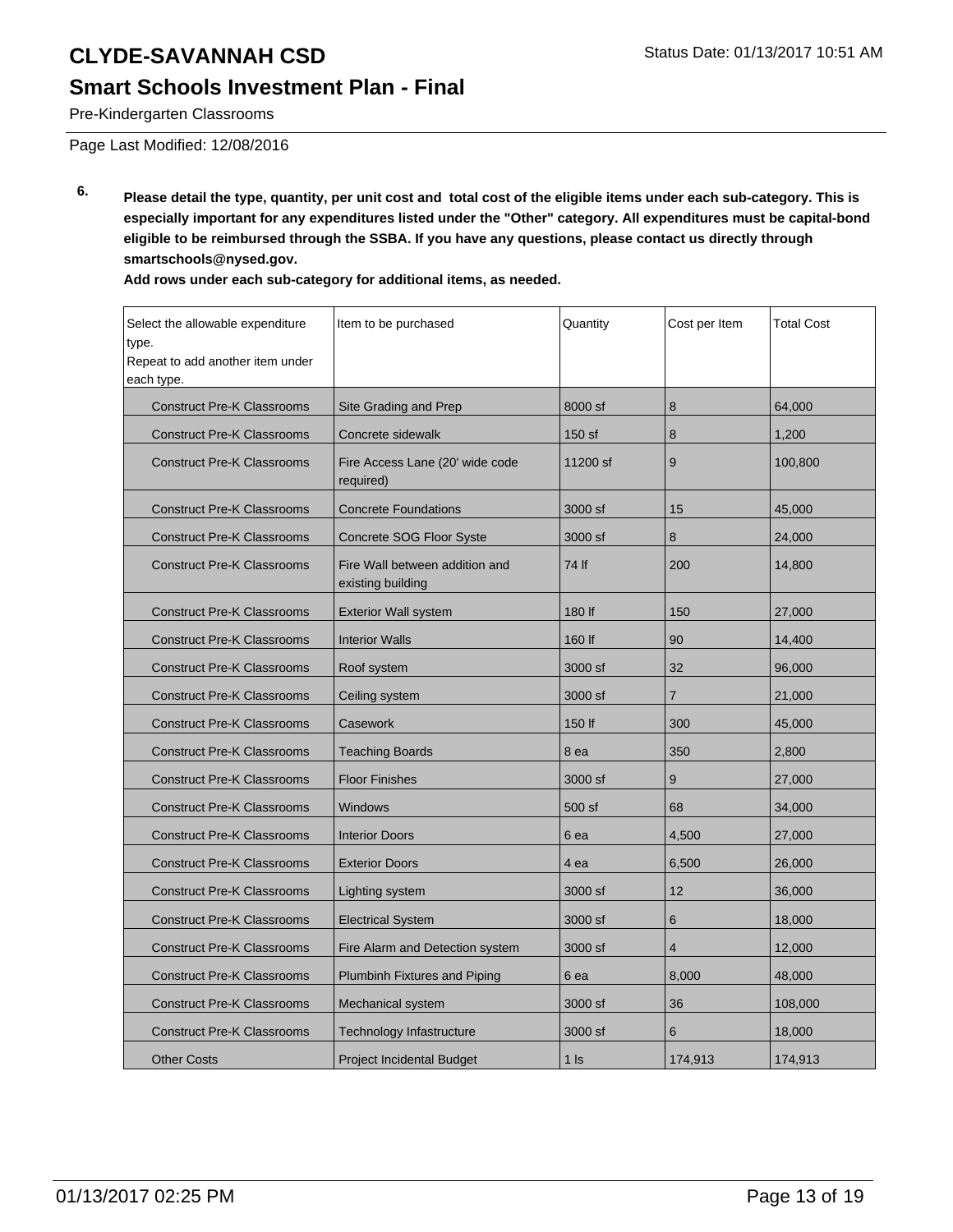# CLYDE-SAVANNAH CSD

Status Date: 01/13/2017 10:51 AM

## Smart Schools Investment Plan - Final

Pre-Kindergarten Classrooms

Page Last Modified: 12/08/2016

**6.** **Please detail the type, quantity, per unit cost and total cost of the eligible items under each sub-category. This is especially important for any expenditures listed under the "Other" category. All expenditures must be capital-bond eligible to be reimbursed through the SSBA. If you have any questions, please contact us directly through smartschools@nysed.gov.**

**Add rows under each sub-category for additional items, as needed.**

| Select the allowable expenditure type. Repeat to add another item under each type. | Item to be purchased | Quantity | Cost per Item | Total Cost |
|---|---|---|---|---|
| Construct Pre-K Classrooms | Site Grading and Prep | 8000 sf | 8 | 64,000 |
| Construct Pre-K Classrooms | Concrete sidewalk | 150 sf | 8 | 1,200 |
| Construct Pre-K Classrooms | Fire Access Lane (20' wide code required) | 11200 sf | 9 | 100,800 |
| Construct Pre-K Classrooms | Concrete Foundations | 3000 sf | 15 | 45,000 |
| Construct Pre-K Classrooms | Concrete SOG Floor Syste | 3000 sf | 8 | 24,000 |
| Construct Pre-K Classrooms | Fire Wall between addition and existing building | 74 lf | 200 | 14,800 |
| Construct Pre-K Classrooms | Exterior Wall system | 180 lf | 150 | 27,000 |
| Construct Pre-K Classrooms | Interior Walls | 160 lf | 90 | 14,400 |
| Construct Pre-K Classrooms | Roof system | 3000 sf | 32 | 96,000 |
| Construct Pre-K Classrooms | Ceiling system | 3000 sf | 7 | 21,000 |
| Construct Pre-K Classrooms | Casework | 150 lf | 300 | 45,000 |
| Construct Pre-K Classrooms | Teaching Boards | 8 ea | 350 | 2,800 |
| Construct Pre-K Classrooms | Floor Finishes | 3000 sf | 9 | 27,000 |
| Construct Pre-K Classrooms | Windows | 500 sf | 68 | 34,000 |
| Construct Pre-K Classrooms | Interior Doors | 6 ea | 4,500 | 27,000 |
| Construct Pre-K Classrooms | Exterior Doors | 4 ea | 6,500 | 26,000 |
| Construct Pre-K Classrooms | Lighting system | 3000 sf | 12 | 36,000 |
| Construct Pre-K Classrooms | Electrical System | 3000 sf | 6 | 18,000 |
| Construct Pre-K Classrooms | Fire Alarm and Detection system | 3000 sf | 4 | 12,000 |
| Construct Pre-K Classrooms | Plumbinh Fixtures and Piping | 6 ea | 8,000 | 48,000 |
| Construct Pre-K Classrooms | Mechanical system | 3000 sf | 36 | 108,000 |
| Construct Pre-K Classrooms | Technology Infastructure | 3000 sf | 6 | 18,000 |
| Other Costs | Project Incidental Budget | 1 ls | 174,913 | 174,913 |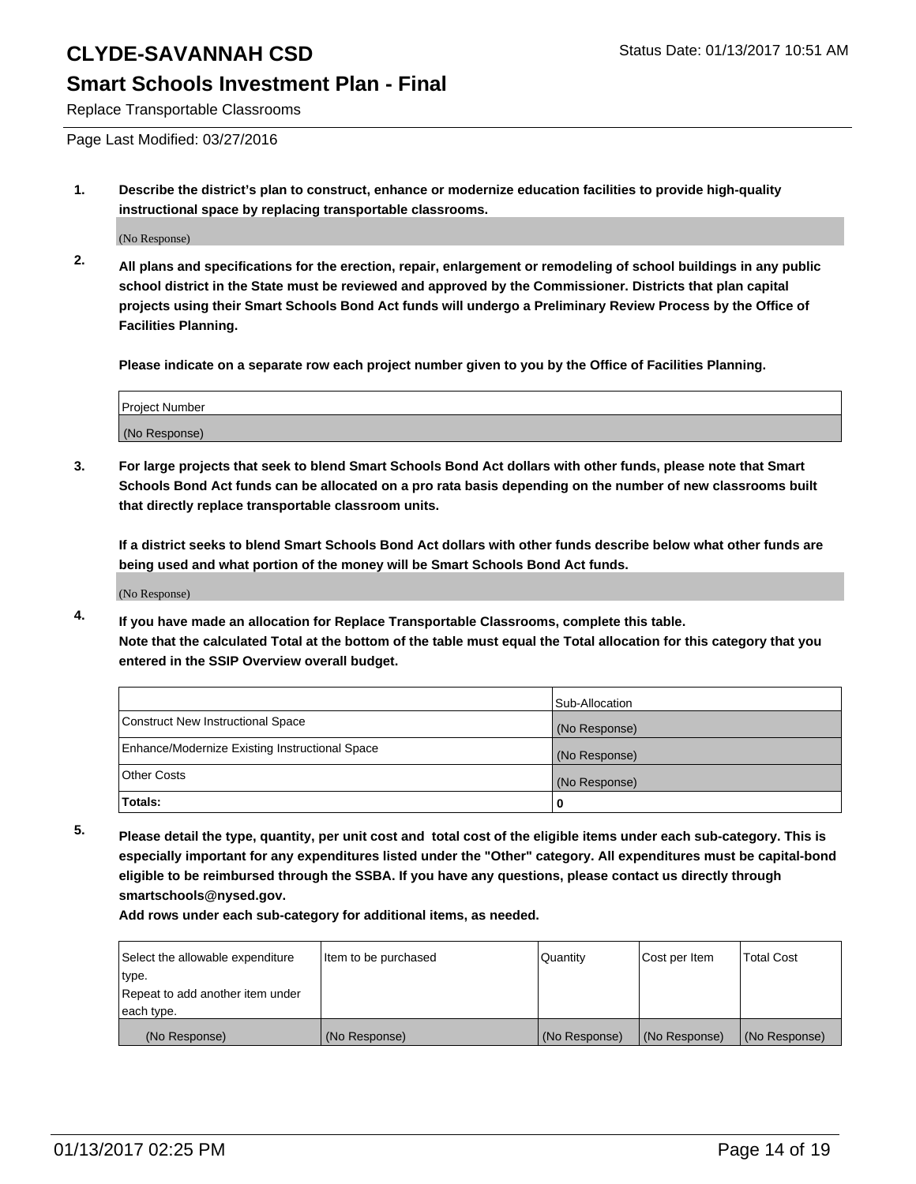# CLYDE-SAVANNAH CSD

Status Date: 01/13/2017 10:51 AM

## Smart Schools Investment Plan - Final

Replace Transportable Classrooms

Page Last Modified: 03/27/2016

**1. Describe the district's plan to construct, enhance or modernize education facilities to provide high-quality instructional space by replacing transportable classrooms.**

(No Response)

**2. All plans and specifications for the erection, repair, enlargement or remodeling of school buildings in any public school district in the State must be reviewed and approved by the Commissioner. Districts that plan capital projects using their Smart Schools Bond Act funds will undergo a Preliminary Review Process by the Office of Facilities Planning.**

**Please indicate on a separate row each project number given to you by the Office of Facilities Planning.**

| Project Number |
|---|
| (No Response) |

**3. For large projects that seek to blend Smart Schools Bond Act dollars with other funds, please note that Smart Schools Bond Act funds can be allocated on a pro rata basis depending on the number of new classrooms built that directly replace transportable classroom units.**

**If a district seeks to blend Smart Schools Bond Act dollars with other funds describe below what other funds are being used and what portion of the money will be Smart Schools Bond Act funds.**

(No Response)

**4. If you have made an allocation for Replace Transportable Classrooms, complete this table. Note that the calculated Total at the bottom of the table must equal the Total allocation for this category that you entered in the SSIP Overview overall budget.**

| | Sub-Allocation |
|---|---|
| Construct New Instructional Space | (No Response) |
| Enhance/Modernize Existing Instructional Space | (No Response) |
| Other Costs | (No Response) |
| **Totals:** | **0** |

**5. Please detail the type, quantity, per unit cost and total cost of the eligible items under each sub-category. This is especially important for any expenditures listed under the "Other" category. All expenditures must be capital-bond eligible to be reimbursed through the SSBA. If you have any questions, please contact us directly through smartschools@nysed.gov.**

**Add rows under each sub-category for additional items, as needed.**

| Select the allowable expenditure type. Repeat to add another item under each type. | Item to be purchased | Quantity | Cost per Item | Total Cost |
|---|---|---|---|---|
| (No Response) | (No Response) | (No Response) | (No Response) | (No Response) |

01/13/2017 02:25 PM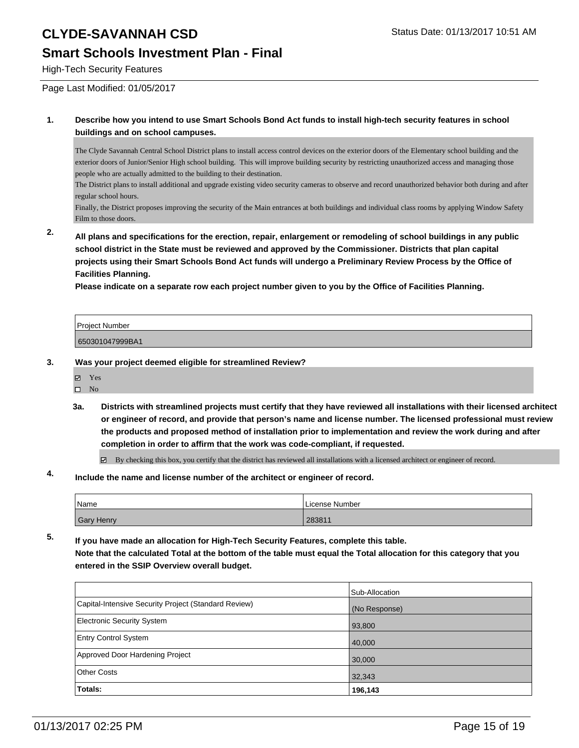# CLYDE-SAVANNAH CSD

Status Date: 01/13/2017 10:51 AM

## Smart Schools Investment Plan - Final

High-Tech Security Features

Page Last Modified: 01/05/2017

**1. Describe how you intend to use Smart Schools Bond Act funds to install high-tech security features in school buildings and on school campuses.**

The Clyde Savannah Central School District plans to install access control devices on the exterior doors of the Elementary school building and the exterior doors of Junior/Senior High school building. This will improve building security by restricting unauthorized access and managing those people who are actually admitted to the building to their destination.
The District plans to install additional and upgrade existing video security cameras to observe and record unauthorized behavior both during and after regular school hours.
Finally, the District proposes improving the security of the Main entrances at both buildings and individual class rooms by applying Window Safety Film to those doors.

**2. All plans and specifications for the erection, repair, enlargement or remodeling of school buildings in any public school district in the State must be reviewed and approved by the Commissioner. Districts that plan capital projects using their Smart Schools Bond Act funds will undergo a Preliminary Review Process by the Office of Facilities Planning.**
**Please indicate on a separate row each project number given to you by the Office of Facilities Planning.**

| Project Number |
|---|
| 650301047999BA1 |

**3. Was your project deemed eligible for streamlined Review?**

- ☑ Yes
- ☐ No

**3a. Districts with streamlined projects must certify that they have reviewed all installations with their licensed architect or engineer of record, and provide that person's name and license number. The licensed professional must review the products and proposed method of installation prior to implementation and review the work during and after completion in order to affirm that the work was code-compliant, if requested.**

- ☑ By checking this box, you certify that the district has reviewed all installations with a licensed architect or engineer of record.

**4. Include the name and license number of the architect or engineer of record.**

| Name | License Number |
|---|---|
| Gary Henry | 283811 |

**5. If you have made an allocation for High-Tech Security Features, complete this table.**
**Note that the calculated Total at the bottom of the table must equal the Total allocation for this category that you entered in the SSIP Overview overall budget.**

| | Sub-Allocation |
|---|---|
| Capital-Intensive Security Project (Standard Review) | (No Response) |
| Electronic Security System | 93,800 |
| Entry Control System | 40,000 |
| Approved Door Hardening Project | 30,000 |
| Other Costs | 32,343 |
| **Totals:** | **196,143** |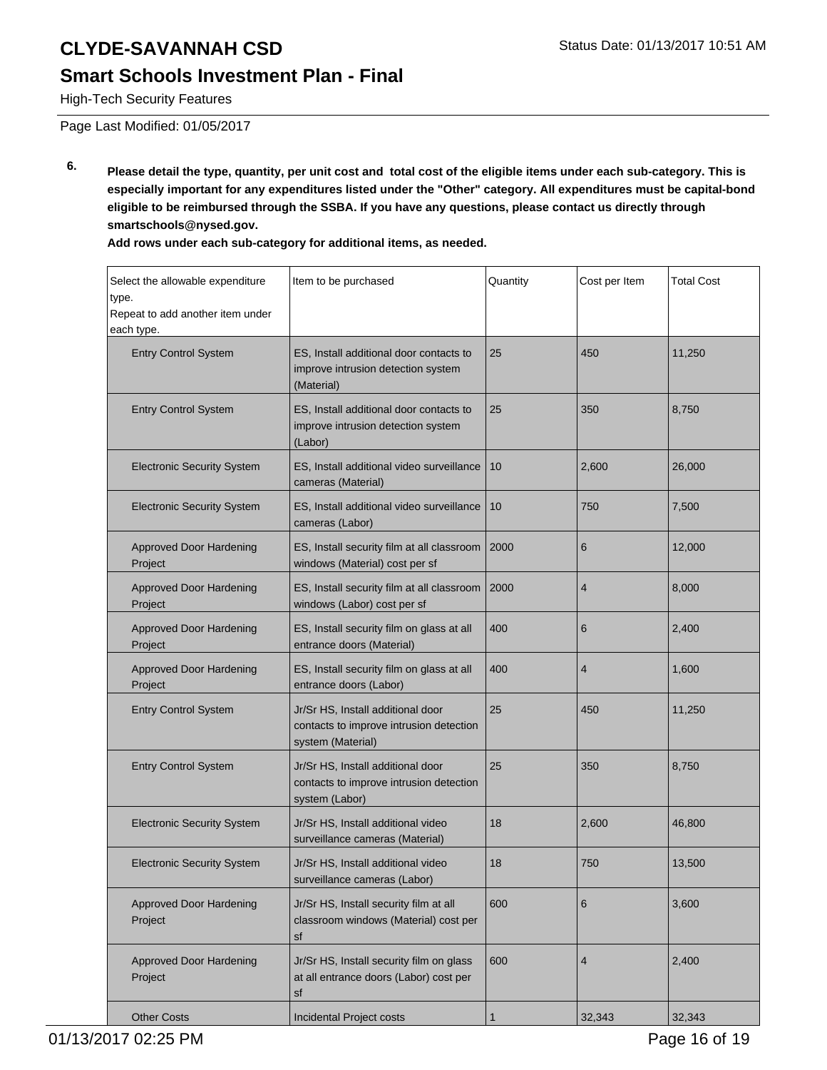# CLYDE-SAVANNAH CSD

## Smart Schools Investment Plan - Final

High-Tech Security Features

Page Last Modified: 01/05/2017

**6. Please detail the type, quantity, per unit cost and total cost of the eligible items under each sub-category. This is especially important for any expenditures listed under the "Other" category. All expenditures must be capital-bond eligible to be reimbursed through the SSBA. If you have any questions, please contact us directly through smartschools@nysed.gov.**

**Add rows under each sub-category for additional items, as needed.**

| Select the allowable expenditure type. Repeat to add another item under each type. | Item to be purchased | Quantity | Cost per Item | Total Cost |
|---|---|---|---|---|
| Entry Control System | ES, Install additional door contacts to improve intrusion detection system (Material) | 25 | 450 | 11,250 |
| Entry Control System | ES, Install additional door contacts to improve intrusion detection system (Labor) | 25 | 350 | 8,750 |
| Electronic Security System | ES, Install additional video surveillance cameras (Material) | 10 | 2,600 | 26,000 |
| Electronic Security System | ES, Install additional video surveillance cameras (Labor) | 10 | 750 | 7,500 |
| Approved Door Hardening Project | ES, Install security film at all classroom windows (Material) cost per sf | 2000 | 6 | 12,000 |
| Approved Door Hardening Project | ES, Install security film at all classroom windows (Labor) cost per sf | 2000 | 4 | 8,000 |
| Approved Door Hardening Project | ES, Install security film on glass at all entrance doors (Material) | 400 | 6 | 2,400 |
| Approved Door Hardening Project | ES, Install security film on glass at all entrance doors (Labor) | 400 | 4 | 1,600 |
| Entry Control System | Jr/Sr HS, Install additional door contacts to improve intrusion detection system (Material) | 25 | 450 | 11,250 |
| Entry Control System | Jr/Sr HS, Install additional door contacts to improve intrusion detection system (Labor) | 25 | 350 | 8,750 |
| Electronic Security System | Jr/Sr HS, Install additional video surveillance cameras (Material) | 18 | 2,600 | 46,800 |
| Electronic Security System | Jr/Sr HS, Install additional video surveillance cameras (Labor) | 18 | 750 | 13,500 |
| Approved Door Hardening Project | Jr/Sr HS, Install security film at all classroom windows (Material) cost per sf | 600 | 6 | 3,600 |
| Approved Door Hardening Project | Jr/Sr HS, Install security film on glass at all entrance doors (Labor) cost per sf | 600 | 4 | 2,400 |
| Other Costs | Incidental Project costs | 1 | 32,343 | 32,343 |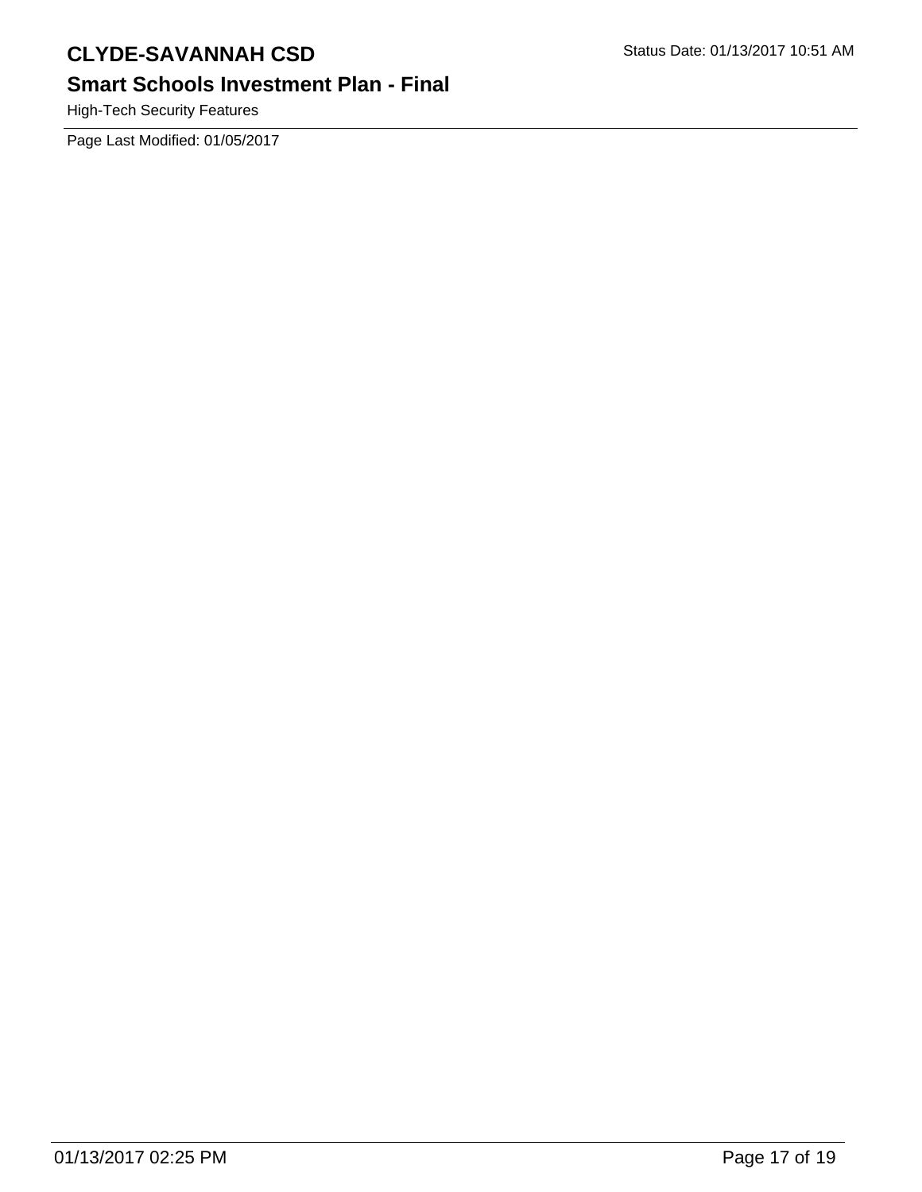High-Tech Security Features

Page Last Modified: 01/05/2017